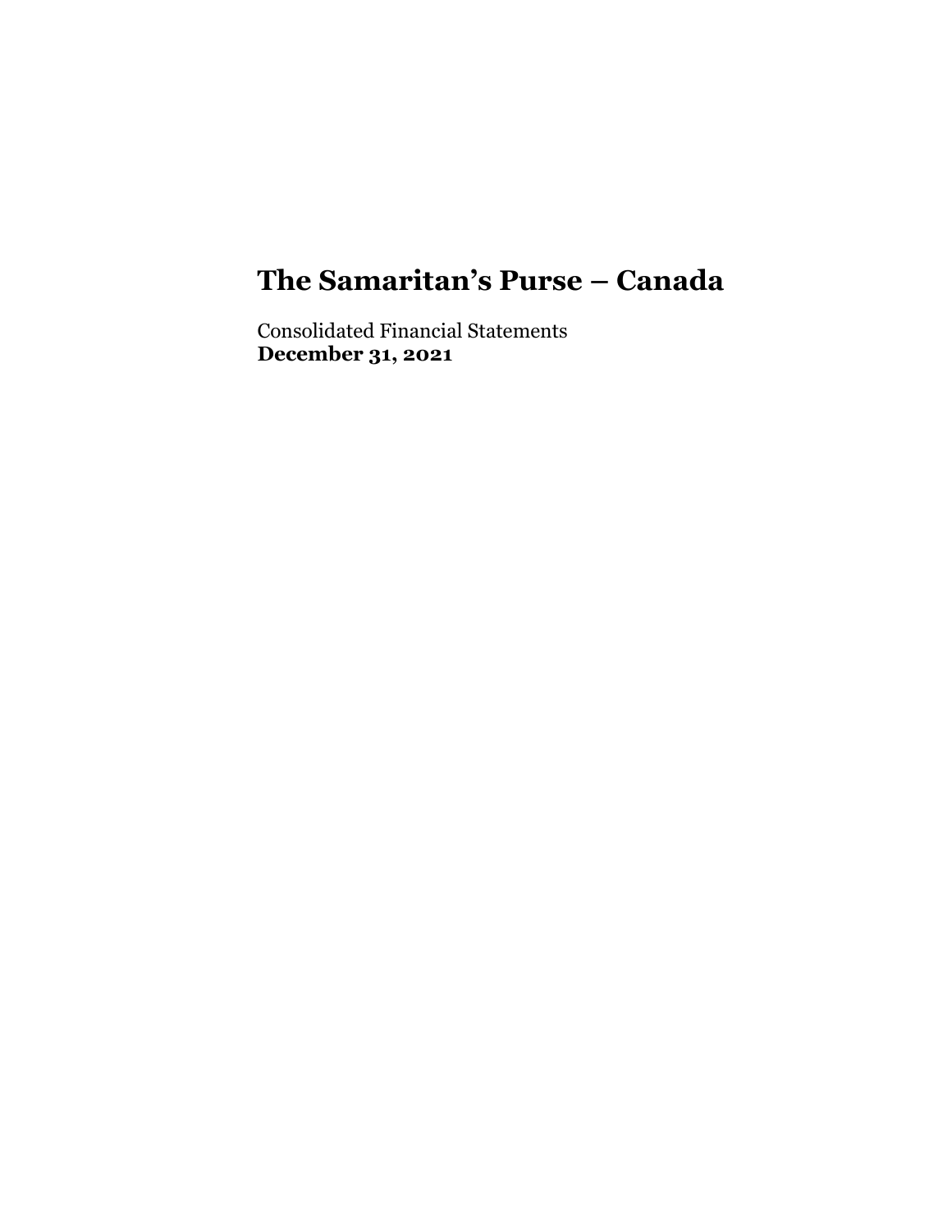# The Samaritan’s Purse – Canada

Consolidated Financial Statements
**December 31, 2021**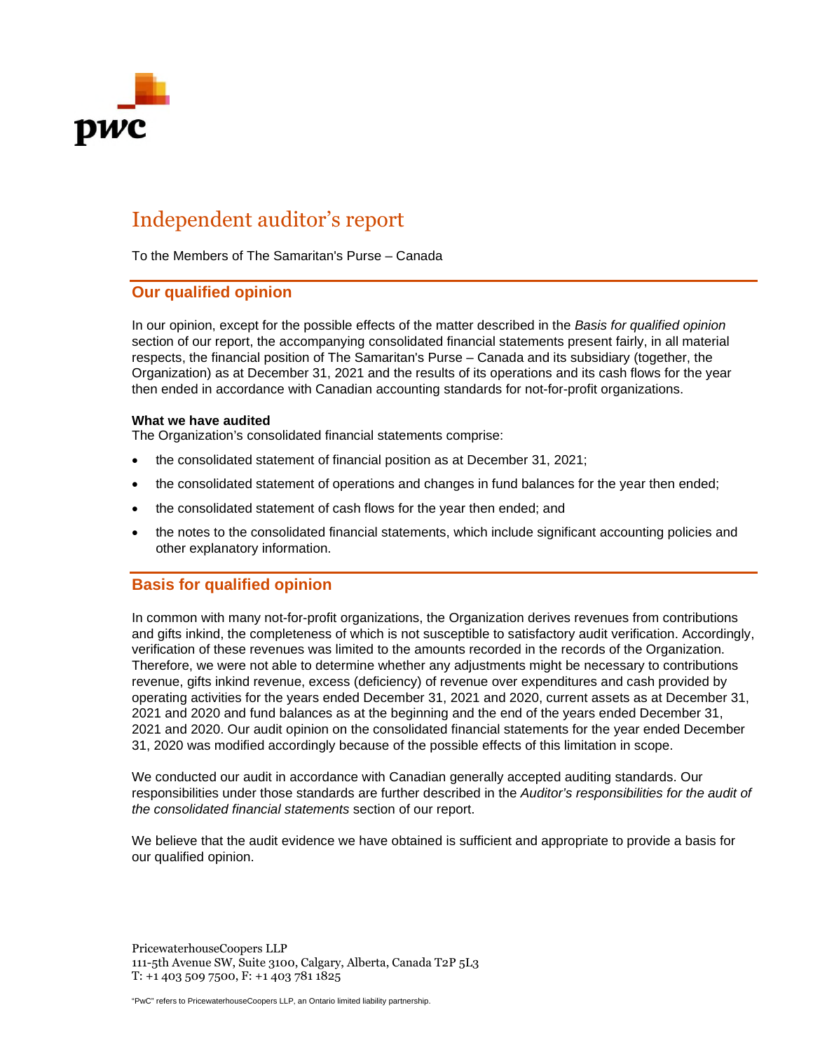# Independent auditor's report

To the Members of The Samaritan's Purse – Canada

## Our qualified opinion

In our opinion, except for the possible effects of the matter described in the *Basis for qualified opinion* section of our report, the accompanying consolidated financial statements present fairly, in all material respects, the financial position of The Samaritan's Purse – Canada and its subsidiary (together, the Organization) as at December 31, 2021 and the results of its operations and its cash flows for the year then ended in accordance with Canadian accounting standards for not-for-profit organizations.

**What we have audited**

The Organization's consolidated financial statements comprise:

- the consolidated statement of financial position as at December 31, 2021;
- the consolidated statement of operations and changes in fund balances for the year then ended;
- the consolidated statement of cash flows for the year then ended; and
- the notes to the consolidated financial statements, which include significant accounting policies and other explanatory information.

## Basis for qualified opinion

In common with many not-for-profit organizations, the Organization derives revenues from contributions and gifts inkind, the completeness of which is not susceptible to satisfactory audit verification. Accordingly, verification of these revenues was limited to the amounts recorded in the records of the Organization. Therefore, we were not able to determine whether any adjustments might be necessary to contributions revenue, gifts inkind revenue, excess (deficiency) of revenue over expenditures and cash provided by operating activities for the years ended December 31, 2021 and 2020, current assets as at December 31, 2021 and 2020 and fund balances as at the beginning and the end of the years ended December 31, 2021 and 2020. Our audit opinion on the consolidated financial statements for the year ended December 31, 2020 was modified accordingly because of the possible effects of this limitation in scope.

We conducted our audit in accordance with Canadian generally accepted auditing standards. Our responsibilities under those standards are further described in the *Auditor's responsibilities for the audit of the consolidated financial statements* section of our report.

We believe that the audit evidence we have obtained is sufficient and appropriate to provide a basis for our qualified opinion.

PricewaterhouseCoopers LLP
111-5th Avenue SW, Suite 3100, Calgary, Alberta, Canada T2P 5L3
T: +1 403 509 7500, F: +1 403 781 1825

"PwC" refers to PricewaterhouseCoopers LLP, an Ontario limited liability partnership.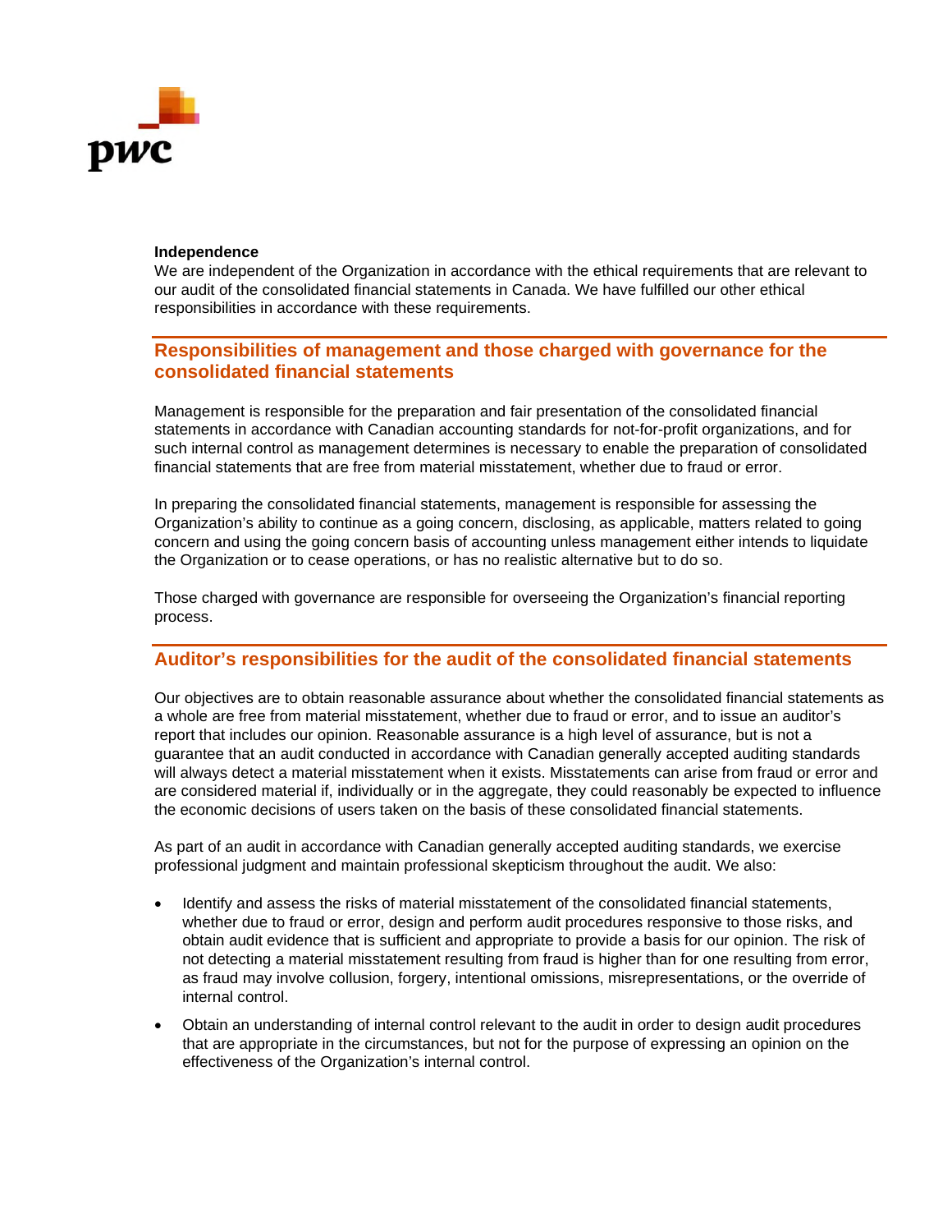**Independence**
We are independent of the Organization in accordance with the ethical requirements that are relevant to our audit of the consolidated financial statements in Canada. We have fulfilled our other ethical responsibilities in accordance with these requirements.

## Responsibilities of management and those charged with governance for the consolidated financial statements

Management is responsible for the preparation and fair presentation of the consolidated financial statements in accordance with Canadian accounting standards for not-for-profit organizations, and for such internal control as management determines is necessary to enable the preparation of consolidated financial statements that are free from material misstatement, whether due to fraud or error.

In preparing the consolidated financial statements, management is responsible for assessing the Organization's ability to continue as a going concern, disclosing, as applicable, matters related to going concern and using the going concern basis of accounting unless management either intends to liquidate the Organization or to cease operations, or has no realistic alternative but to do so.

Those charged with governance are responsible for overseeing the Organization's financial reporting process.

## Auditor's responsibilities for the audit of the consolidated financial statements

Our objectives are to obtain reasonable assurance about whether the consolidated financial statements as a whole are free from material misstatement, whether due to fraud or error, and to issue an auditor's report that includes our opinion. Reasonable assurance is a high level of assurance, but is not a guarantee that an audit conducted in accordance with Canadian generally accepted auditing standards will always detect a material misstatement when it exists. Misstatements can arise from fraud or error and are considered material if, individually or in the aggregate, they could reasonably be expected to influence the economic decisions of users taken on the basis of these consolidated financial statements.

As part of an audit in accordance with Canadian generally accepted auditing standards, we exercise professional judgment and maintain professional skepticism throughout the audit. We also:

- Identify and assess the risks of material misstatement of the consolidated financial statements, whether due to fraud or error, design and perform audit procedures responsive to those risks, and obtain audit evidence that is sufficient and appropriate to provide a basis for our opinion. The risk of not detecting a material misstatement resulting from fraud is higher than for one resulting from error, as fraud may involve collusion, forgery, intentional omissions, misrepresentations, or the override of internal control.
- Obtain an understanding of internal control relevant to the audit in order to design audit procedures that are appropriate in the circumstances, but not for the purpose of expressing an opinion on the effectiveness of the Organization's internal control.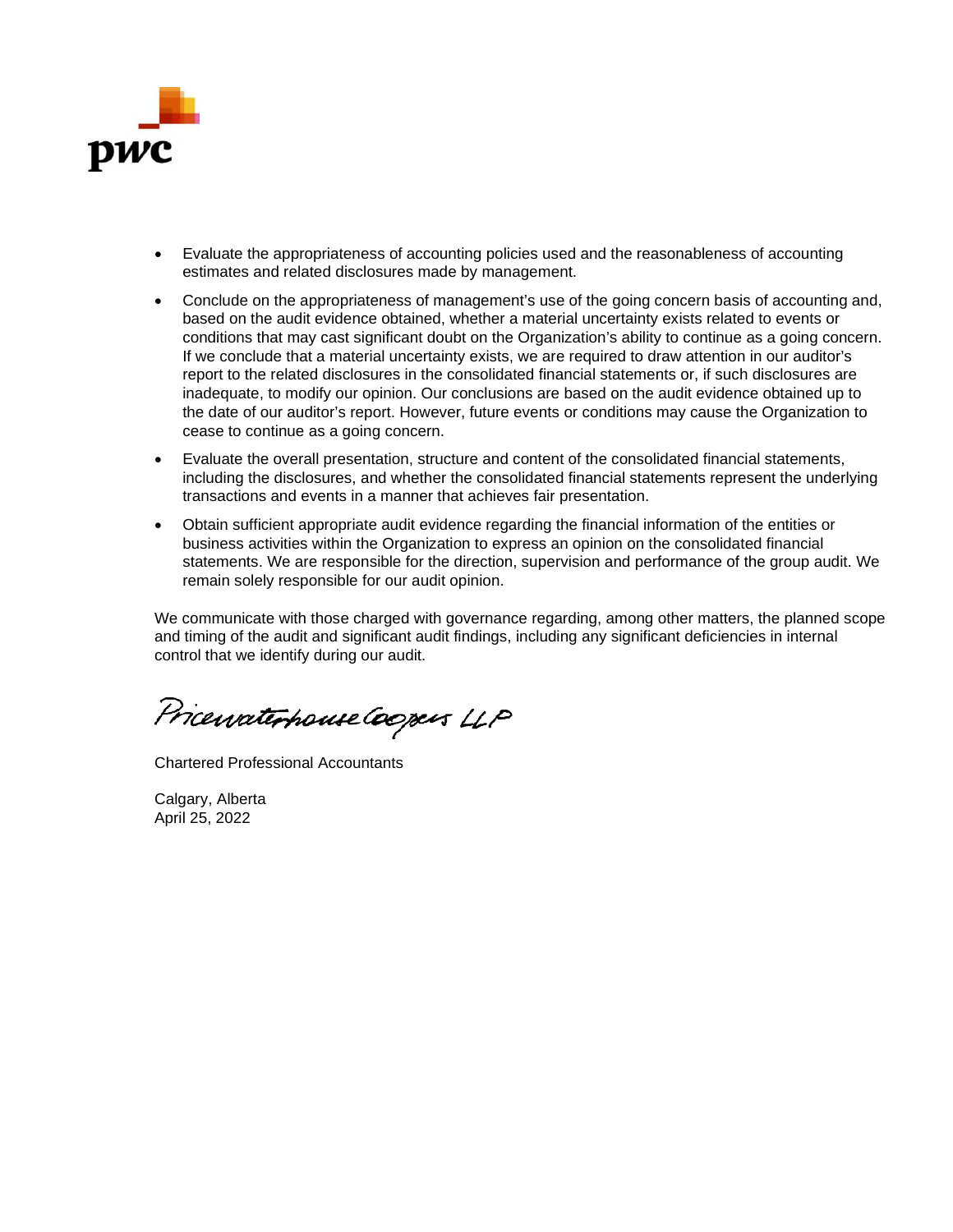- Evaluate the appropriateness of accounting policies used and the reasonableness of accounting estimates and related disclosures made by management.
- Conclude on the appropriateness of management's use of the going concern basis of accounting and, based on the audit evidence obtained, whether a material uncertainty exists related to events or conditions that may cast significant doubt on the Organization's ability to continue as a going concern. If we conclude that a material uncertainty exists, we are required to draw attention in our auditor's report to the related disclosures in the consolidated financial statements or, if such disclosures are inadequate, to modify our opinion. Our conclusions are based on the audit evidence obtained up to the date of our auditor's report. However, future events or conditions may cause the Organization to cease to continue as a going concern.
- Evaluate the overall presentation, structure and content of the consolidated financial statements, including the disclosures, and whether the consolidated financial statements represent the underlying transactions and events in a manner that achieves fair presentation.
- Obtain sufficient appropriate audit evidence regarding the financial information of the entities or business activities within the Organization to express an opinion on the consolidated financial statements. We are responsible for the direction, supervision and performance of the group audit. We remain solely responsible for our audit opinion.

We communicate with those charged with governance regarding, among other matters, the planned scope and timing of the audit and significant audit findings, including any significant deficiencies in internal control that we identify during our audit.

PricewaterhouseCoopers LLP

Chartered Professional Accountants

Calgary, Alberta
April 25, 2022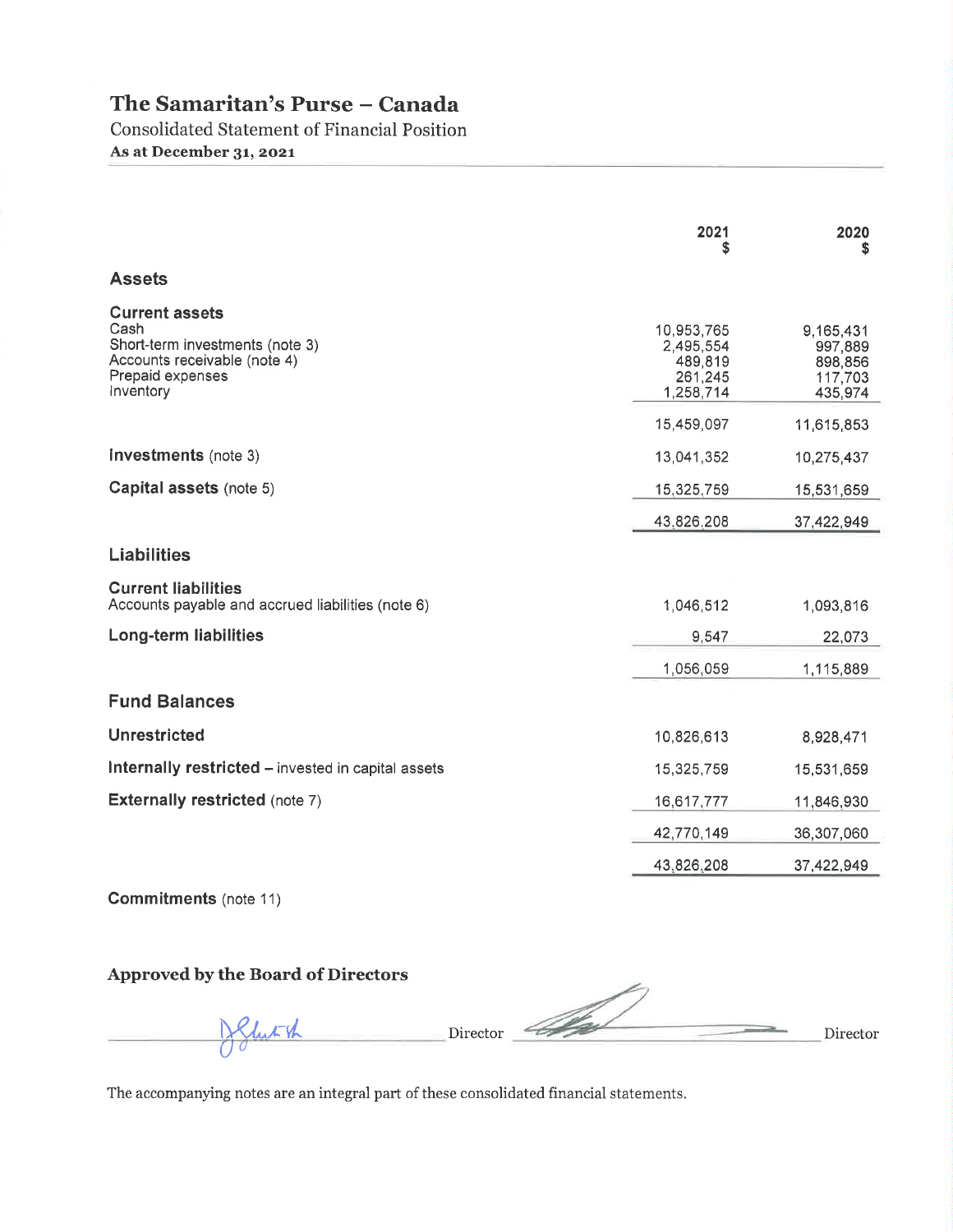# The Samaritan's Purse – Canada

Consolidated Statement of Financial Position

**As at December 31, 2021**

| | 2021<br>$ | 2020<br>$ |
|---|---|---|
| **Assets** | | |
| **Current assets** | | |
| Cash | 10,953,765 | 9,165,431 |
| Short-term investments (note 3) | 2,495,554 | 997,889 |
| Accounts receivable (note 4) | 489,819 | 898,856 |
| Prepaid expenses | 261,245 | 117,703 |
| Inventory | 1,258,714 | 435,974 |
| | 15,459,097 | 11,615,853 |
| **Investments** (note 3) | 13,041,352 | 10,275,437 |
| **Capital assets** (note 5) | 15,325,759 | 15,531,659 |
| | 43,826,208 | 37,422,949 |
| **Liabilities** | | |
| **Current liabilities** | | |
| Accounts payable and accrued liabilities (note 6) | 1,046,512 | 1,093,816 |
| **Long-term liabilities** | 9,547 | 22,073 |
| | 1,056,059 | 1,115,889 |
| **Fund Balances** | | |
| **Unrestricted** | 10,826,613 | 8,928,471 |
| **Internally restricted** – invested in capital assets | 15,325,759 | 15,531,659 |
| **Externally restricted** (note 7) | 16,617,777 | 11,846,930 |
| | 42,770,149 | 36,307,060 |
| | 43,826,208 | 37,422,949 |

**Commitments** (note 11)

**Approved by the Board of Directors**

_______________ Director _______________ Director

The accompanying notes are an integral part of these consolidated financial statements.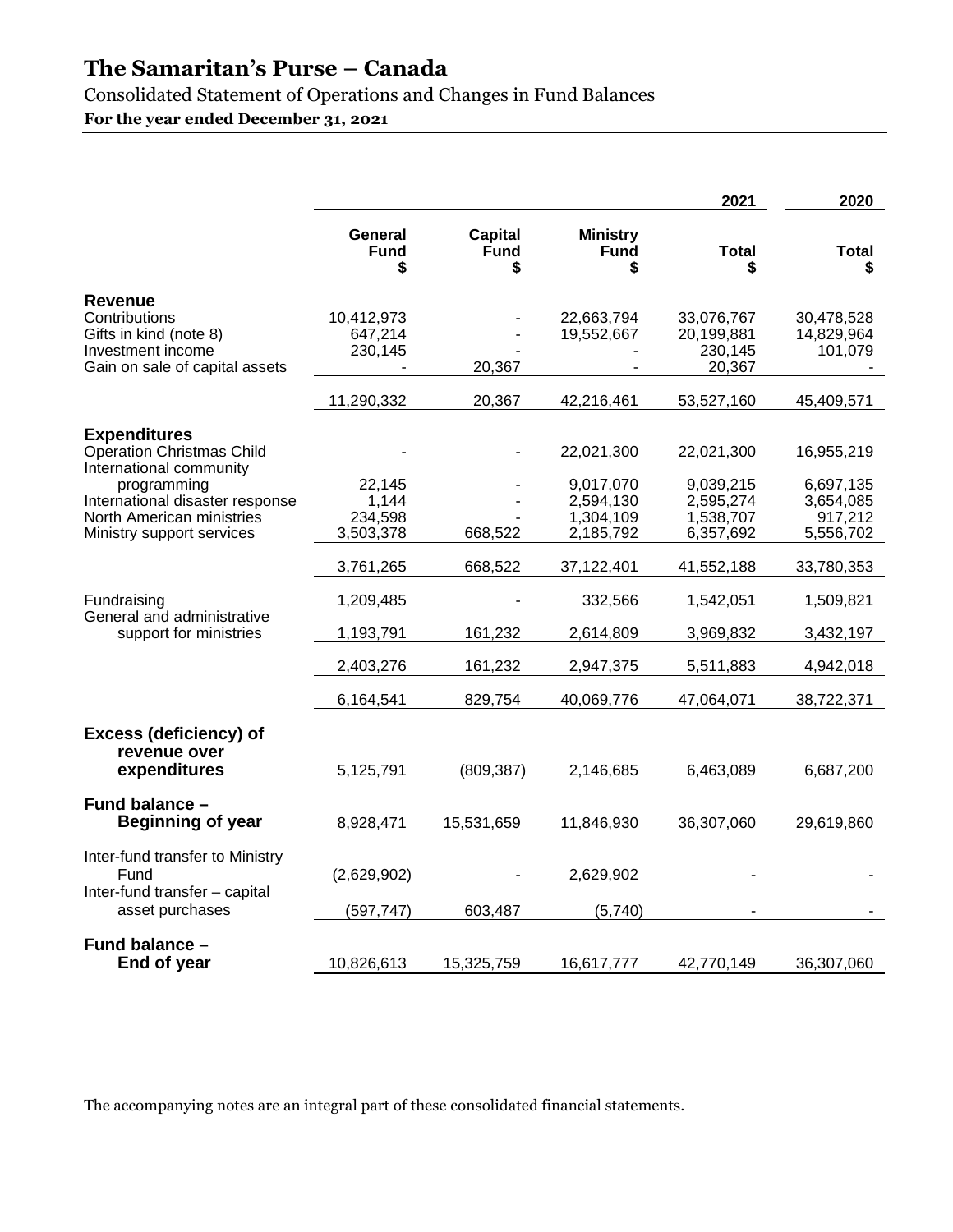# The Samaritan's Purse – Canada

Consolidated Statement of Operations and Changes in Fund Balances

**For the year ended December 31, 2021**

| | | | | 2021 | 2020 |
|---|---|---|---|---|---|
| | **General Fund $** | **Capital Fund $** | **Ministry Fund $** | **Total $** | **Total $** |
| **Revenue** | | | | | |
| Contributions | 10,412,973 | - | 22,663,794 | 33,076,767 | 30,478,528 |
| Gifts in kind (note 8) | 647,214 | - | 19,552,667 | 20,199,881 | 14,829,964 |
| Investment income | 230,145 | - | - | 230,145 | 101,079 |
| Gain on sale of capital assets | - | 20,367 | - | 20,367 | - |
| | 11,290,332 | 20,367 | 42,216,461 | 53,527,160 | 45,409,571 |
| **Expenditures** | | | | | |
| Operation Christmas Child | - | - | 22,021,300 | 22,021,300 | 16,955,219 |
| International community programming | 22,145 | - | 9,017,070 | 9,039,215 | 6,697,135 |
| International disaster response | 1,144 | - | 2,594,130 | 2,595,274 | 3,654,085 |
| North American ministries | 234,598 | - | 1,304,109 | 1,538,707 | 917,212 |
| Ministry support services | 3,503,378 | 668,522 | 2,185,792 | 6,357,692 | 5,556,702 |
| | 3,761,265 | 668,522 | 37,122,401 | 41,552,188 | 33,780,353 |
| Fundraising | 1,209,485 | - | 332,566 | 1,542,051 | 1,509,821 |
| General and administrative support for ministries | 1,193,791 | 161,232 | 2,614,809 | 3,969,832 | 3,432,197 |
| | 2,403,276 | 161,232 | 2,947,375 | 5,511,883 | 4,942,018 |
| | 6,164,541 | 829,754 | 40,069,776 | 47,064,071 | 38,722,371 |
| **Excess (deficiency) of revenue over expenditures** | 5,125,791 | (809,387) | 2,146,685 | 6,463,089 | 6,687,200 |
| **Fund balance – Beginning of year** | 8,928,471 | 15,531,659 | 11,846,930 | 36,307,060 | 29,619,860 |
| Inter-fund transfer to Ministry Fund | (2,629,902) | - | 2,629,902 | - | - |
| Inter-fund transfer – capital asset purchases | (597,747) | 603,487 | (5,740) | - | - |
| **Fund balance – End of year** | 10,826,613 | 15,325,759 | 16,617,777 | 42,770,149 | 36,307,060 |

The accompanying notes are an integral part of these consolidated financial statements.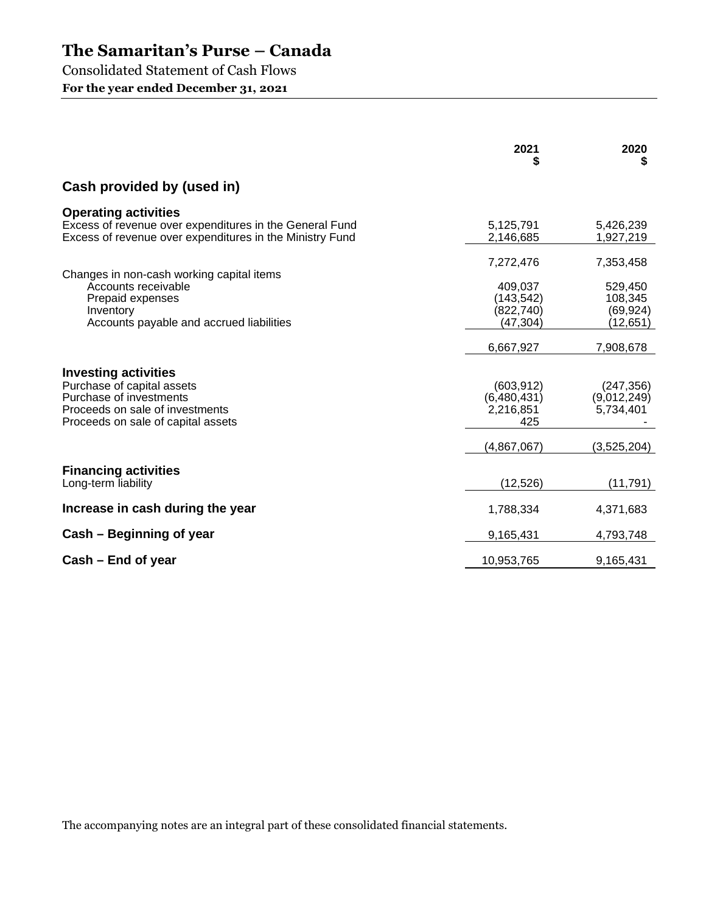# The Samaritan's Purse – Canada

Consolidated Statement of Cash Flows

**For the year ended December 31, 2021**

| | 2021<br>$ | 2020<br>$ |
|---|---|---|
| **Cash provided by (used in)** | | |
| **Operating activities** | | |
| Excess of revenue over expenditures in the General Fund | 5,125,791 | 5,426,239 |
| Excess of revenue over expenditures in the Ministry Fund | 2,146,685 | 1,927,219 |
| | 7,272,476 | 7,353,458 |
| Changes in non-cash working capital items | | |
| Accounts receivable | 409,037 | 529,450 |
| Prepaid expenses | (143,542) | 108,345 |
| Inventory | (822,740) | (69,924) |
| Accounts payable and accrued liabilities | (47,304) | (12,651) |
| | 6,667,927 | 7,908,678 |
| **Investing activities** | | |
| Purchase of capital assets | (603,912) | (247,356) |
| Purchase of investments | (6,480,431) | (9,012,249) |
| Proceeds on sale of investments | 2,216,851 | 5,734,401 |
| Proceeds on sale of capital assets | 425 | - |
| | (4,867,067) | (3,525,204) |
| **Financing activities** | | |
| Long-term liability | (12,526) | (11,791) |
| **Increase in cash during the year** | 1,788,334 | 4,371,683 |
| **Cash – Beginning of year** | 9,165,431 | 4,793,748 |
| **Cash – End of year** | 10,953,765 | 9,165,431 |

The accompanying notes are an integral part of these consolidated financial statements.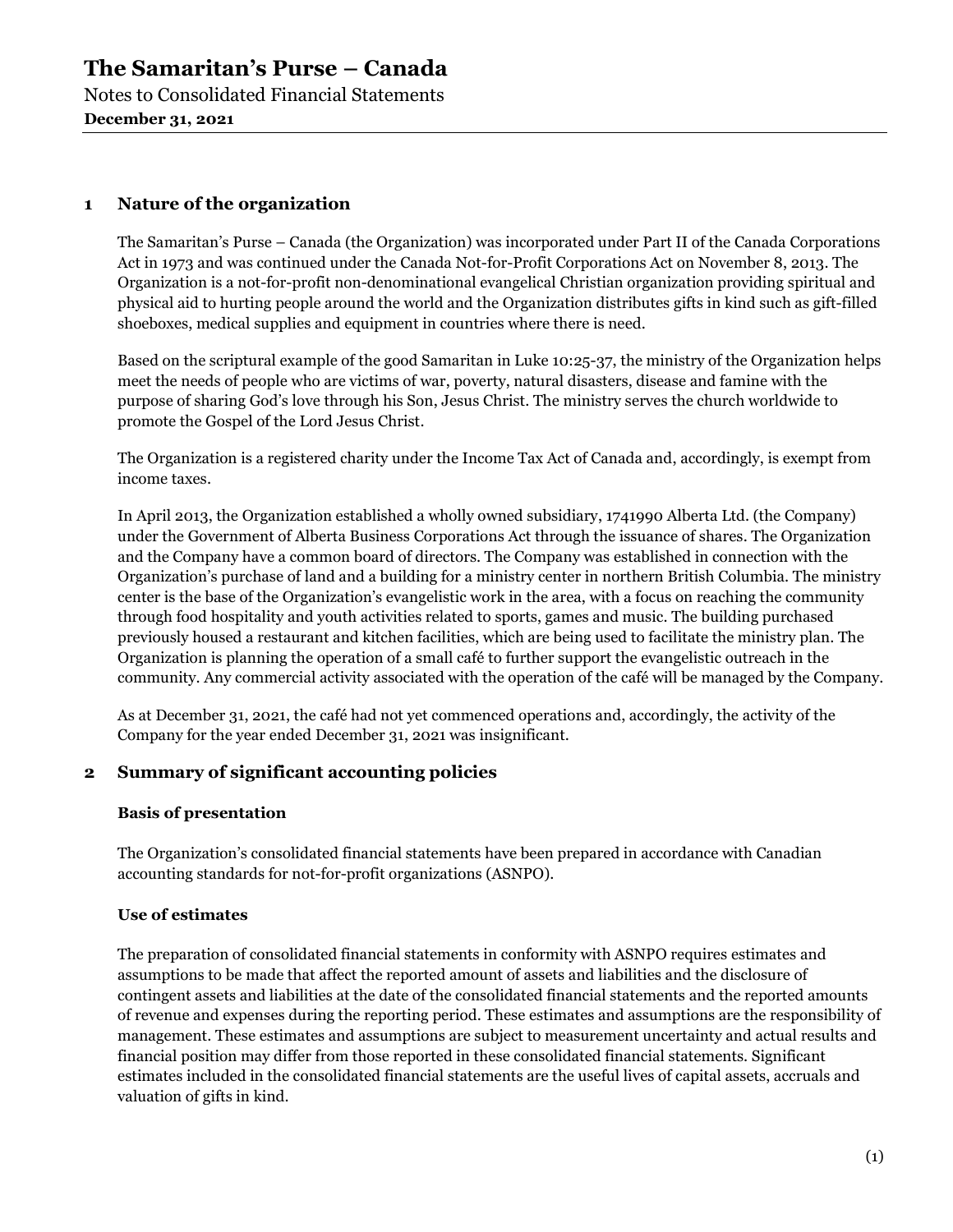## 1 Nature of the organization

The Samaritan's Purse – Canada (the Organization) was incorporated under Part II of the Canada Corporations Act in 1973 and was continued under the Canada Not-for-Profit Corporations Act on November 8, 2013. The Organization is a not-for-profit non-denominational evangelical Christian organization providing spiritual and physical aid to hurting people around the world and the Organization distributes gifts in kind such as gift-filled shoeboxes, medical supplies and equipment in countries where there is need.

Based on the scriptural example of the good Samaritan in Luke 10:25-37, the ministry of the Organization helps meet the needs of people who are victims of war, poverty, natural disasters, disease and famine with the purpose of sharing God's love through his Son, Jesus Christ. The ministry serves the church worldwide to promote the Gospel of the Lord Jesus Christ.

The Organization is a registered charity under the Income Tax Act of Canada and, accordingly, is exempt from income taxes.

In April 2013, the Organization established a wholly owned subsidiary, 1741990 Alberta Ltd. (the Company) under the Government of Alberta Business Corporations Act through the issuance of shares. The Organization and the Company have a common board of directors. The Company was established in connection with the Organization's purchase of land and a building for a ministry center in northern British Columbia. The ministry center is the base of the Organization's evangelistic work in the area, with a focus on reaching the community through food hospitality and youth activities related to sports, games and music. The building purchased previously housed a restaurant and kitchen facilities, which are being used to facilitate the ministry plan. The Organization is planning the operation of a small café to further support the evangelistic outreach in the community. Any commercial activity associated with the operation of the café will be managed by the Company.

As at December 31, 2021, the café had not yet commenced operations and, accordingly, the activity of the Company for the year ended December 31, 2021 was insignificant.

## 2 Summary of significant accounting policies

### Basis of presentation

The Organization's consolidated financial statements have been prepared in accordance with Canadian accounting standards for not-for-profit organizations (ASNPO).

### Use of estimates

The preparation of consolidated financial statements in conformity with ASNPO requires estimates and assumptions to be made that affect the reported amount of assets and liabilities and the disclosure of contingent assets and liabilities at the date of the consolidated financial statements and the reported amounts of revenue and expenses during the reporting period. These estimates and assumptions are the responsibility of management. These estimates and assumptions are subject to measurement uncertainty and actual results and financial position may differ from those reported in these consolidated financial statements. Significant estimates included in the consolidated financial statements are the useful lives of capital assets, accruals and valuation of gifts in kind.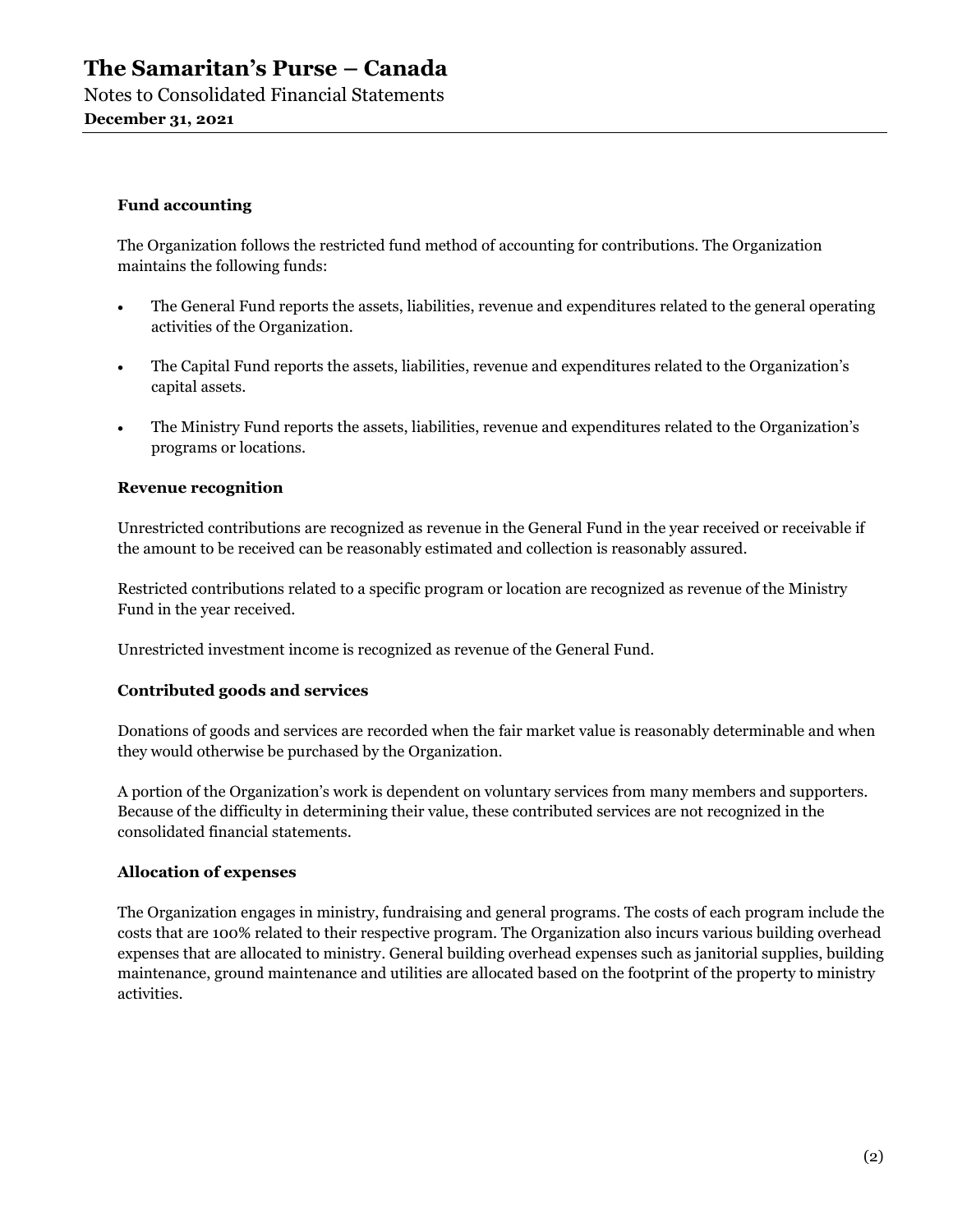### Fund accounting

The Organization follows the restricted fund method of accounting for contributions. The Organization maintains the following funds:

- The General Fund reports the assets, liabilities, revenue and expenditures related to the general operating activities of the Organization.
- The Capital Fund reports the assets, liabilities, revenue and expenditures related to the Organization's capital assets.
- The Ministry Fund reports the assets, liabilities, revenue and expenditures related to the Organization's programs or locations.

### Revenue recognition

Unrestricted contributions are recognized as revenue in the General Fund in the year received or receivable if the amount to be received can be reasonably estimated and collection is reasonably assured.

Restricted contributions related to a specific program or location are recognized as revenue of the Ministry Fund in the year received.

Unrestricted investment income is recognized as revenue of the General Fund.

### Contributed goods and services

Donations of goods and services are recorded when the fair market value is reasonably determinable and when they would otherwise be purchased by the Organization.

A portion of the Organization's work is dependent on voluntary services from many members and supporters. Because of the difficulty in determining their value, these contributed services are not recognized in the consolidated financial statements.

### Allocation of expenses

The Organization engages in ministry, fundraising and general programs. The costs of each program include the costs that are 100% related to their respective program. The Organization also incurs various building overhead expenses that are allocated to ministry. General building overhead expenses such as janitorial supplies, building maintenance, ground maintenance and utilities are allocated based on the footprint of the property to ministry activities.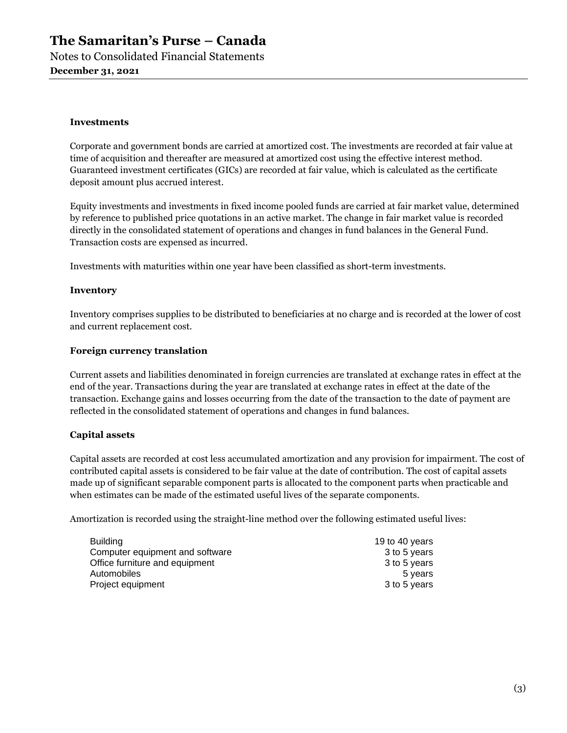### Investments

Corporate and government bonds are carried at amortized cost. The investments are recorded at fair value at time of acquisition and thereafter are measured at amortized cost using the effective interest method. Guaranteed investment certificates (GICs) are recorded at fair value, which is calculated as the certificate deposit amount plus accrued interest.

Equity investments and investments in fixed income pooled funds are carried at fair market value, determined by reference to published price quotations in an active market. The change in fair market value is recorded directly in the consolidated statement of operations and changes in fund balances in the General Fund. Transaction costs are expensed as incurred.

Investments with maturities within one year have been classified as short-term investments.

### Inventory

Inventory comprises supplies to be distributed to beneficiaries at no charge and is recorded at the lower of cost and current replacement cost.

### Foreign currency translation

Current assets and liabilities denominated in foreign currencies are translated at exchange rates in effect at the end of the year. Transactions during the year are translated at exchange rates in effect at the date of the transaction. Exchange gains and losses occurring from the date of the transaction to the date of payment are reflected in the consolidated statement of operations and changes in fund balances.

### Capital assets

Capital assets are recorded at cost less accumulated amortization and any provision for impairment. The cost of contributed capital assets is considered to be fair value at the date of contribution. The cost of capital assets made up of significant separable component parts is allocated to the component parts when practicable and when estimates can be made of the estimated useful lives of the separate components.

Amortization is recorded using the straight-line method over the following estimated useful lives:

| | |
|---|---|
| Building | 19 to 40 years |
| Computer equipment and software | 3 to 5 years |
| Office furniture and equipment | 3 to 5 years |
| Automobiles | 5 years |
| Project equipment | 3 to 5 years |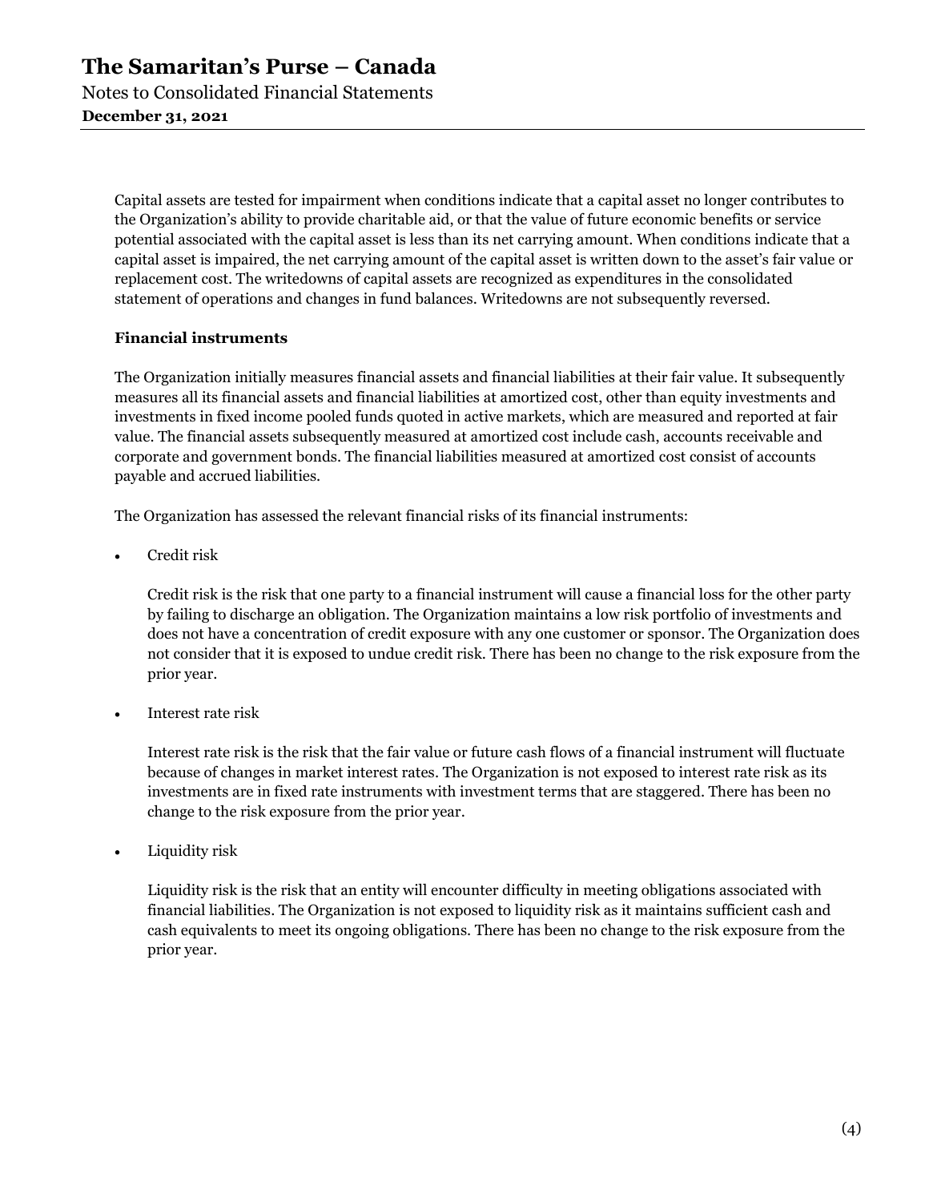Capital assets are tested for impairment when conditions indicate that a capital asset no longer contributes to the Organization's ability to provide charitable aid, or that the value of future economic benefits or service potential associated with the capital asset is less than its net carrying amount. When conditions indicate that a capital asset is impaired, the net carrying amount of the capital asset is written down to the asset's fair value or replacement cost. The writedowns of capital assets are recognized as expenditures in the consolidated statement of operations and changes in fund balances. Writedowns are not subsequently reversed.

**Financial instruments**

The Organization initially measures financial assets and financial liabilities at their fair value. It subsequently measures all its financial assets and financial liabilities at amortized cost, other than equity investments and investments in fixed income pooled funds quoted in active markets, which are measured and reported at fair value. The financial assets subsequently measured at amortized cost include cash, accounts receivable and corporate and government bonds. The financial liabilities measured at amortized cost consist of accounts payable and accrued liabilities.

The Organization has assessed the relevant financial risks of its financial instruments:

- Credit risk

  Credit risk is the risk that one party to a financial instrument will cause a financial loss for the other party by failing to discharge an obligation. The Organization maintains a low risk portfolio of investments and does not have a concentration of credit exposure with any one customer or sponsor. The Organization does not consider that it is exposed to undue credit risk. There has been no change to the risk exposure from the prior year.

- Interest rate risk

  Interest rate risk is the risk that the fair value or future cash flows of a financial instrument will fluctuate because of changes in market interest rates. The Organization is not exposed to interest rate risk as its investments are in fixed rate instruments with investment terms that are staggered. There has been no change to the risk exposure from the prior year.

- Liquidity risk

  Liquidity risk is the risk that an entity will encounter difficulty in meeting obligations associated with financial liabilities. The Organization is not exposed to liquidity risk as it maintains sufficient cash and cash equivalents to meet its ongoing obligations. There has been no change to the risk exposure from the prior year.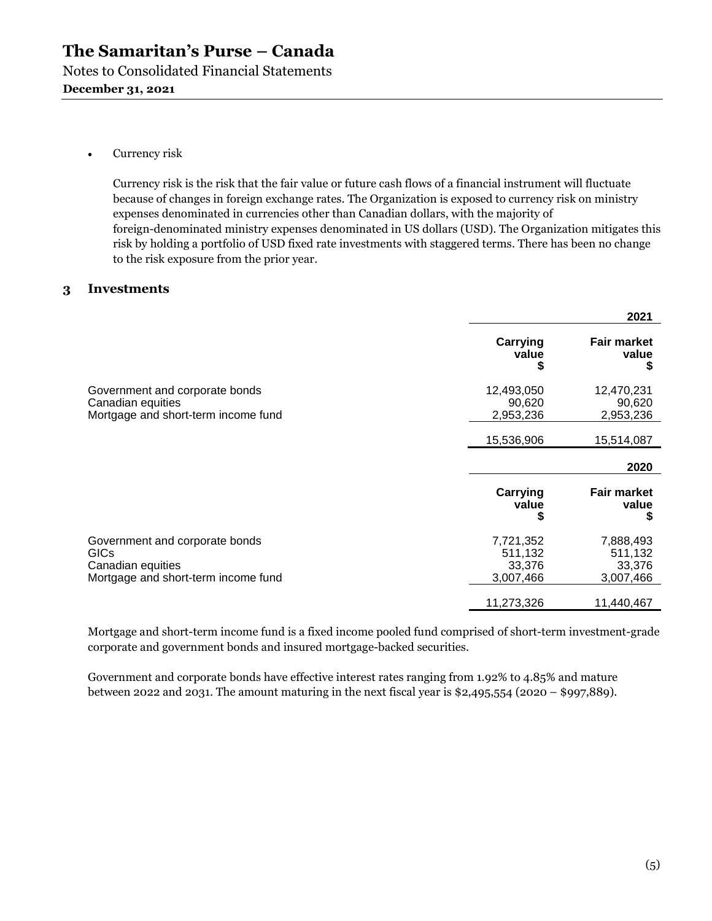- Currency risk

  Currency risk is the risk that the fair value or future cash flows of a financial instrument will fluctuate because of changes in foreign exchange rates. The Organization is exposed to currency risk on ministry expenses denominated in currencies other than Canadian dollars, with the majority of foreign-denominated ministry expenses denominated in US dollars (USD). The Organization mitigates this risk by holding a portfolio of USD fixed rate investments with staggered terms. There has been no change to the risk exposure from the prior year.

## 3 Investments

| | 2021 | |
|---|---|---|
| | Carrying value $ | Fair market value $ |
| Government and corporate bonds | 12,493,050 | 12,470,231 |
| Canadian equities | 90,620 | 90,620 |
| Mortgage and short-term income fund | 2,953,236 | 2,953,236 |
| | 15,536,906 | 15,514,087 |

| | 2020 | |
|---|---|---|
| | Carrying value $ | Fair market value $ |
| Government and corporate bonds | 7,721,352 | 7,888,493 |
| GICs | 511,132 | 511,132 |
| Canadian equities | 33,376 | 33,376 |
| Mortgage and short-term income fund | 3,007,466 | 3,007,466 |
| | 11,273,326 | 11,440,467 |

Mortgage and short-term income fund is a fixed income pooled fund comprised of short-term investment-grade corporate and government bonds and insured mortgage-backed securities.

Government and corporate bonds have effective interest rates ranging from 1.92% to 4.85% and mature between 2022 and 2031. The amount maturing in the next fiscal year is $2,495,554 (2020 – $997,889).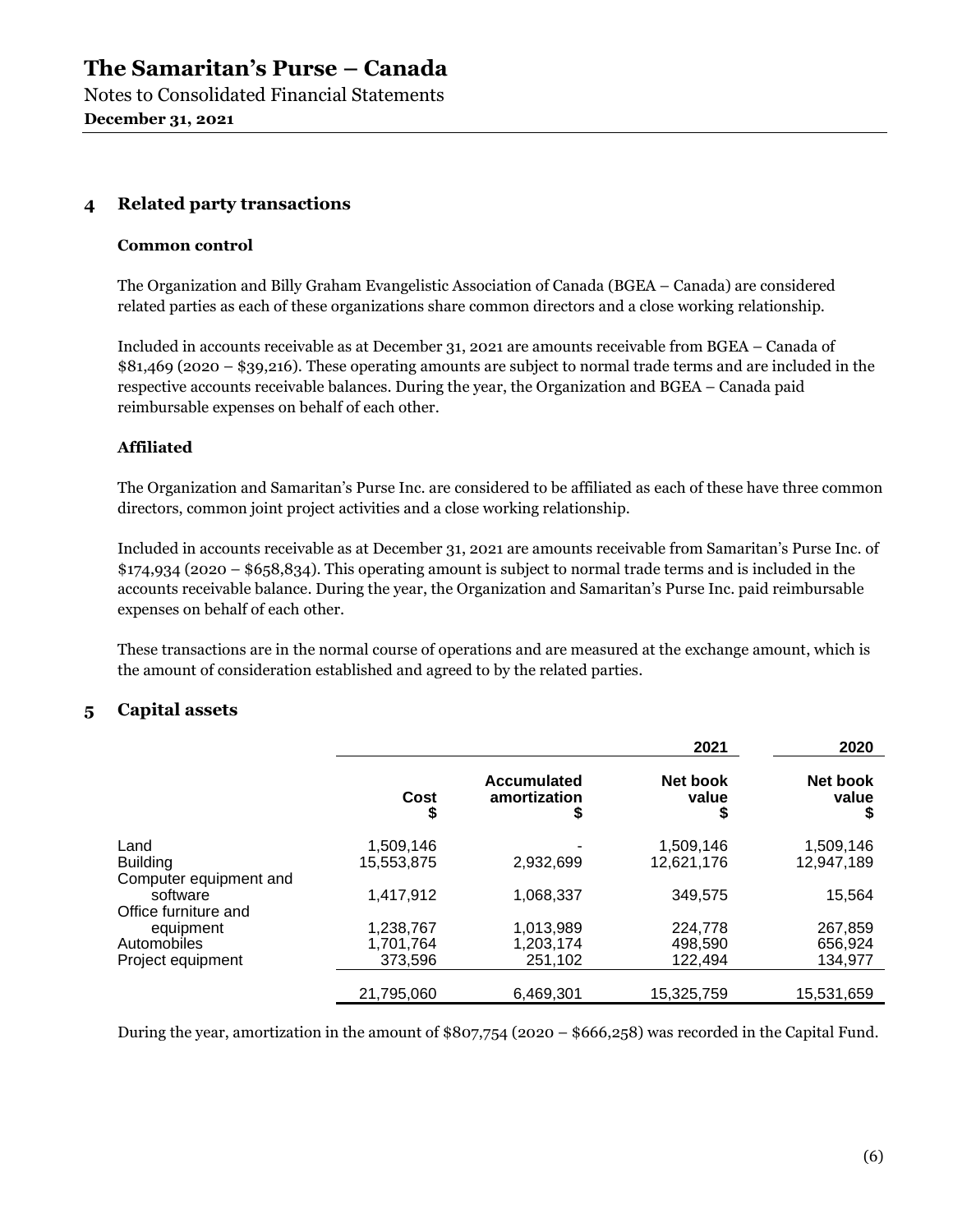## 4 Related party transactions

### Common control

The Organization and Billy Graham Evangelistic Association of Canada (BGEA – Canada) are considered related parties as each of these organizations share common directors and a close working relationship.

Included in accounts receivable as at December 31, 2021 are amounts receivable from BGEA – Canada of $81,469 (2020 – $39,216). These operating amounts are subject to normal trade terms and are included in the respective accounts receivable balances. During the year, the Organization and BGEA – Canada paid reimbursable expenses on behalf of each other.

### Affiliated

The Organization and Samaritan's Purse Inc. are considered to be affiliated as each of these have three common directors, common joint project activities and a close working relationship.

Included in accounts receivable as at December 31, 2021 are amounts receivable from Samaritan's Purse Inc. of $174,934 (2020 – $658,834). This operating amount is subject to normal trade terms and is included in the accounts receivable balance. During the year, the Organization and Samaritan's Purse Inc. paid reimbursable expenses on behalf of each other.

These transactions are in the normal course of operations and are measured at the exchange amount, which is the amount of consideration established and agreed to by the related parties.

## 5 Capital assets

| | | | 2021 | 2020 |
|---|---|---|---|---|
| | Cost $ | Accumulated amortization $ | Net book value $ | Net book value $ |
| Land | 1,509,146 | - | 1,509,146 | 1,509,146 |
| Building | 15,553,875 | 2,932,699 | 12,621,176 | 12,947,189 |
| Computer equipment and software | 1,417,912 | 1,068,337 | 349,575 | 15,564 |
| Office furniture and equipment | 1,238,767 | 1,013,989 | 224,778 | 267,859 |
| Automobiles | 1,701,764 | 1,203,174 | 498,590 | 656,924 |
| Project equipment | 373,596 | 251,102 | 122,494 | 134,977 |
| | 21,795,060 | 6,469,301 | 15,325,759 | 15,531,659 |

During the year, amortization in the amount of $807,754 (2020 – $666,258) was recorded in the Capital Fund.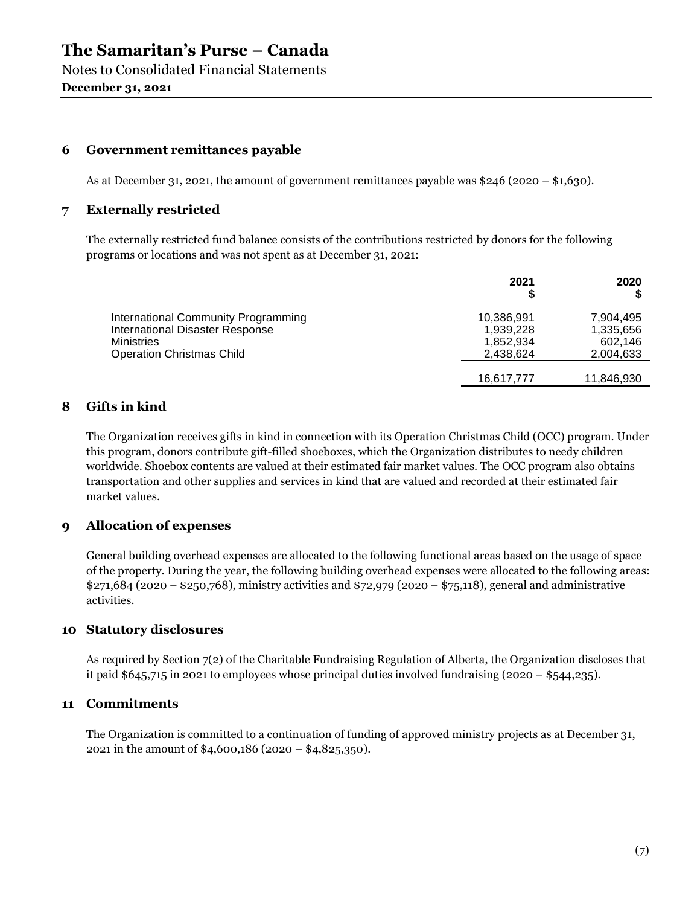# The Samaritan's Purse – Canada

Notes to Consolidated Financial Statements

**December 31, 2021**

## 6 Government remittances payable

As at December 31, 2021, the amount of government remittances payable was $246 (2020 – $1,630).

## 7 Externally restricted

The externally restricted fund balance consists of the contributions restricted by donors for the following programs or locations and was not spent as at December 31, 2021:

| | 2021<br>$ | 2020<br>$ |
|---|---|---|
| International Community Programming | 10,386,991 | 7,904,495 |
| International Disaster Response | 1,939,228 | 1,335,656 |
| Ministries | 1,852,934 | 602,146 |
| Operation Christmas Child | 2,438,624 | 2,004,633 |
| | 16,617,777 | 11,846,930 |

## 8 Gifts in kind

The Organization receives gifts in kind in connection with its Operation Christmas Child (OCC) program. Under this program, donors contribute gift-filled shoeboxes, which the Organization distributes to needy children worldwide. Shoebox contents are valued at their estimated fair market values. The OCC program also obtains transportation and other supplies and services in kind that are valued and recorded at their estimated fair market values.

## 9 Allocation of expenses

General building overhead expenses are allocated to the following functional areas based on the usage of space of the property. During the year, the following building overhead expenses were allocated to the following areas: $271,684 (2020 – $250,768), ministry activities and $72,979 (2020 – $75,118), general and administrative activities.

## 10 Statutory disclosures

As required by Section 7(2) of the Charitable Fundraising Regulation of Alberta, the Organization discloses that it paid $645,715 in 2021 to employees whose principal duties involved fundraising (2020 – $544,235).

## 11 Commitments

The Organization is committed to a continuation of funding of approved ministry projects as at December 31, 2021 in the amount of $4,600,186 (2020 – $4,825,350).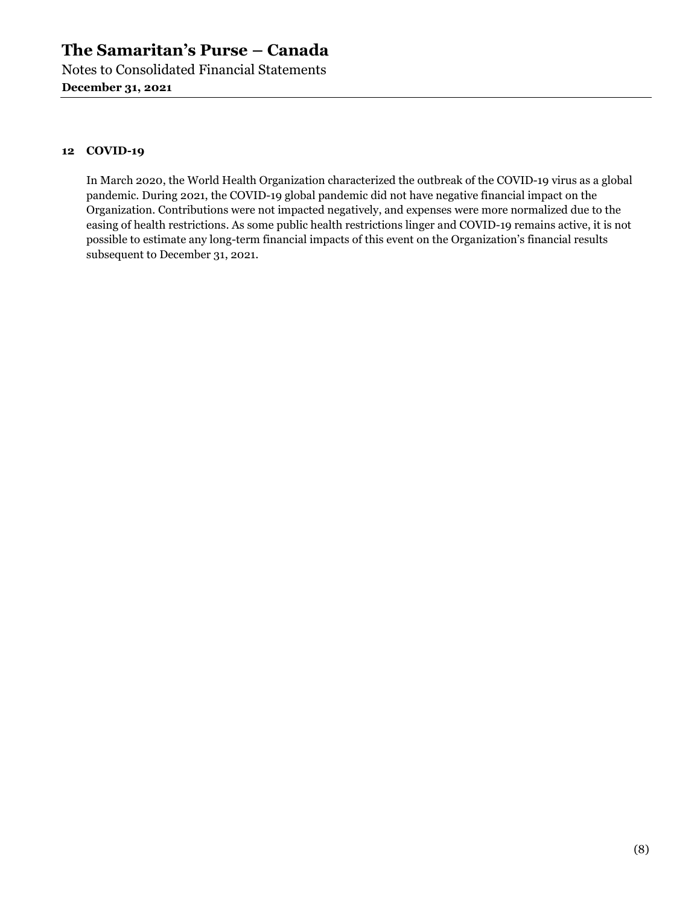## 12 COVID-19

In March 2020, the World Health Organization characterized the outbreak of the COVID-19 virus as a global pandemic. During 2021, the COVID-19 global pandemic did not have negative financial impact on the Organization. Contributions were not impacted negatively, and expenses were more normalized due to the easing of health restrictions. As some public health restrictions linger and COVID-19 remains active, it is not possible to estimate any long-term financial impacts of this event on the Organization's financial results subsequent to December 31, 2021.